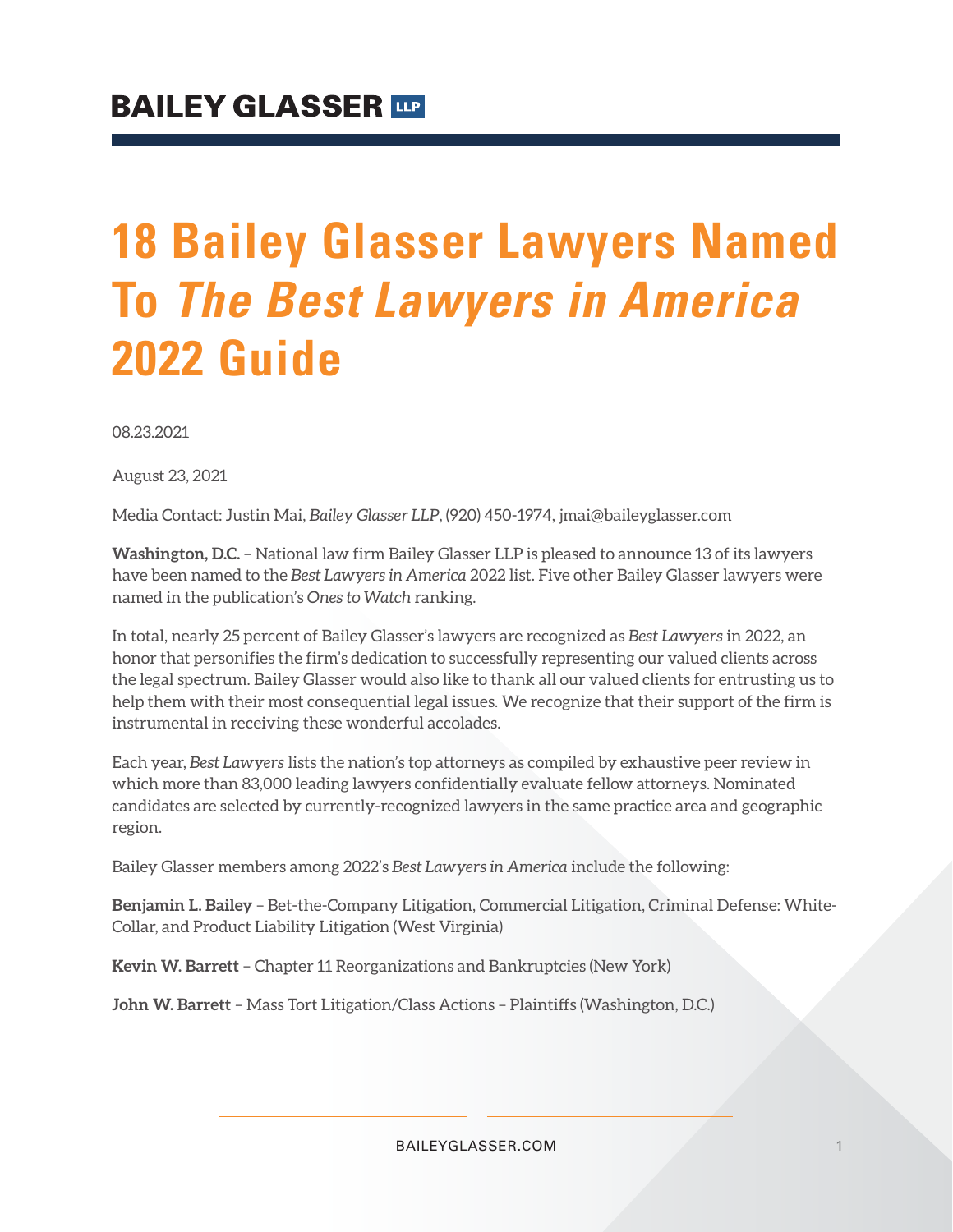BAILEY GLASSER LLP

# 18 Bailey Glasser Lawyers Named To *The Best Lawyers in America* 2022 Guide

08.23.2021

August 23, 2021

Media Contact: Justin Mai, *Bailey Glasser LLP*, (920) 450-1974, jmai@baileyglasser.com

**Washington, D.C.** – National law firm Bailey Glasser LLP is pleased to announce 13 of its lawyers have been named to the *Best Lawyers in America* 2022 list. Five other Bailey Glasser lawyers were named in the publication's *Ones to Watch* ranking.

In total, nearly 25 percent of Bailey Glasser's lawyers are recognized as *Best Lawyers* in 2022, an honor that personifies the firm's dedication to successfully representing our valued clients across the legal spectrum. Bailey Glasser would also like to thank all our valued clients for entrusting us to help them with their most consequential legal issues. We recognize that their support of the firm is instrumental in receiving these wonderful accolades.

Each year, *Best Lawyers* lists the nation's top attorneys as compiled by exhaustive peer review in which more than 83,000 leading lawyers confidentially evaluate fellow attorneys. Nominated candidates are selected by currently-recognized lawyers in the same practice area and geographic region.

Bailey Glasser members among 2022's *Best Lawyers in America* include the following:

**Benjamin L. Bailey** – Bet-the-Company Litigation, Commercial Litigation, Criminal Defense: White-Collar, and Product Liability Litigation (West Virginia)

**Kevin W. Barrett** – Chapter 11 Reorganizations and Bankruptcies (New York)

**John W. Barrett** – Mass Tort Litigation/Class Actions – Plaintiffs (Washington, D.C.)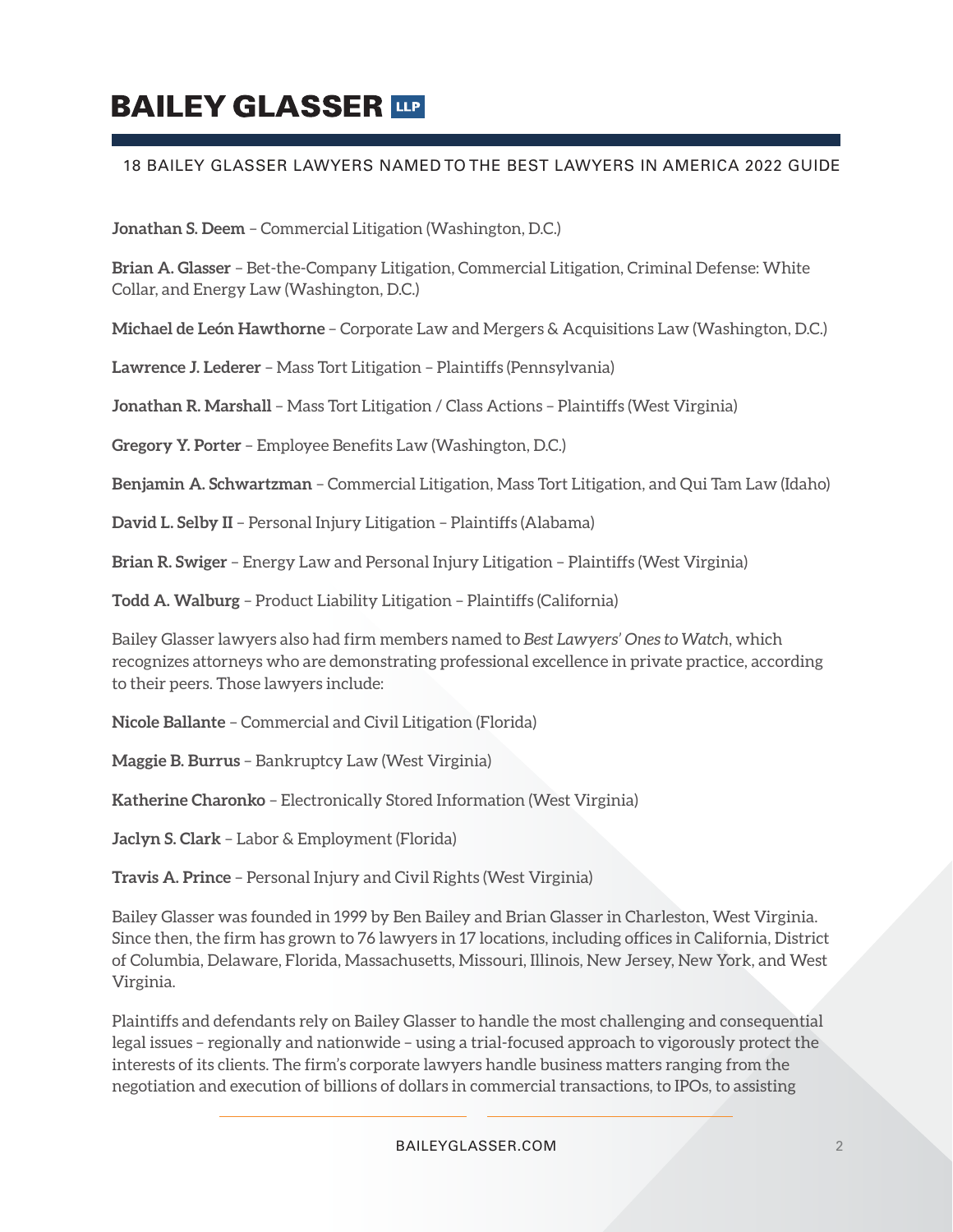# BAILEY GLASSER LLP

18 BAILEY GLASSER LAWYERS NAMED TO THE BEST LAWYERS IN AMERICA 2022 GUIDE

**Jonathan S. Deem** – Commercial Litigation (Washington, D.C.)

**Brian A. Glasser** – Bet-the-Company Litigation, Commercial Litigation, Criminal Defense: White Collar, and Energy Law (Washington, D.C.)

**Michael de León Hawthorne** – Corporate Law and Mergers & Acquisitions Law (Washington, D.C.)

**Lawrence J. Lederer** – Mass Tort Litigation – Plaintiffs (Pennsylvania)

**Jonathan R. Marshall** – Mass Tort Litigation / Class Actions – Plaintiffs (West Virginia)

**Gregory Y. Porter** – Employee Benefits Law (Washington, D.C.)

**Benjamin A. Schwartzman** – Commercial Litigation, Mass Tort Litigation, and Qui Tam Law (Idaho)

**David L. Selby II** – Personal Injury Litigation – Plaintiffs (Alabama)

**Brian R. Swiger** – Energy Law and Personal Injury Litigation – Plaintiffs (West Virginia)

**Todd A. Walburg** – Product Liability Litigation – Plaintiffs (California)

Bailey Glasser lawyers also had firm members named to *Best Lawyers' Ones to Watch*, which recognizes attorneys who are demonstrating professional excellence in private practice, according to their peers. Those lawyers include:

**Nicole Ballante** – Commercial and Civil Litigation (Florida)

**Maggie B. Burrus** – Bankruptcy Law (West Virginia)

**Katherine Charonko** – Electronically Stored Information (West Virginia)

**Jaclyn S. Clark** – Labor & Employment (Florida)

**Travis A. Prince** – Personal Injury and Civil Rights (West Virginia)

Bailey Glasser was founded in 1999 by Ben Bailey and Brian Glasser in Charleston, West Virginia. Since then, the firm has grown to 76 lawyers in 17 locations, including offices in California, District of Columbia, Delaware, Florida, Massachusetts, Missouri, Illinois, New Jersey, New York, and West Virginia.

Plaintiffs and defendants rely on Bailey Glasser to handle the most challenging and consequential legal issues – regionally and nationwide – using a trial-focused approach to vigorously protect the interests of its clients. The firm's corporate lawyers handle business matters ranging from the negotiation and execution of billions of dollars in commercial transactions, to IPOs, to assisting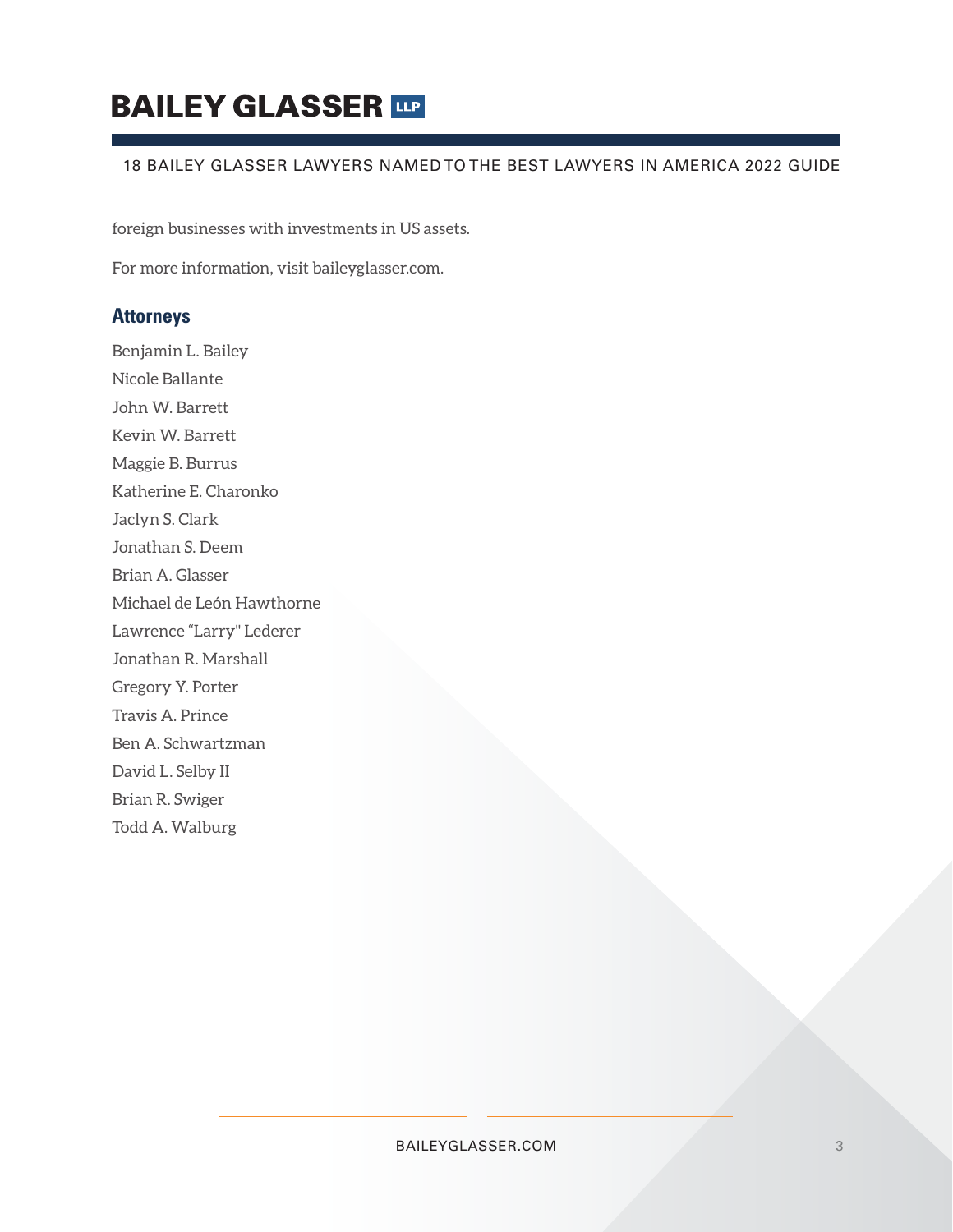foreign businesses with investments in US assets.

For more information, visit baileyglasser.com.

## Attorneys

Benjamin L. Bailey
Nicole Ballante
John W. Barrett
Kevin W. Barrett
Maggie B. Burrus
Katherine E. Charonko
Jaclyn S. Clark
Jonathan S. Deem
Brian A. Glasser
Michael de León Hawthorne
Lawrence “Larry" Lederer
Jonathan R. Marshall
Gregory Y. Porter
Travis A. Prince
Ben A. Schwartzman
David L. Selby II
Brian R. Swiger
Todd A. Walburg